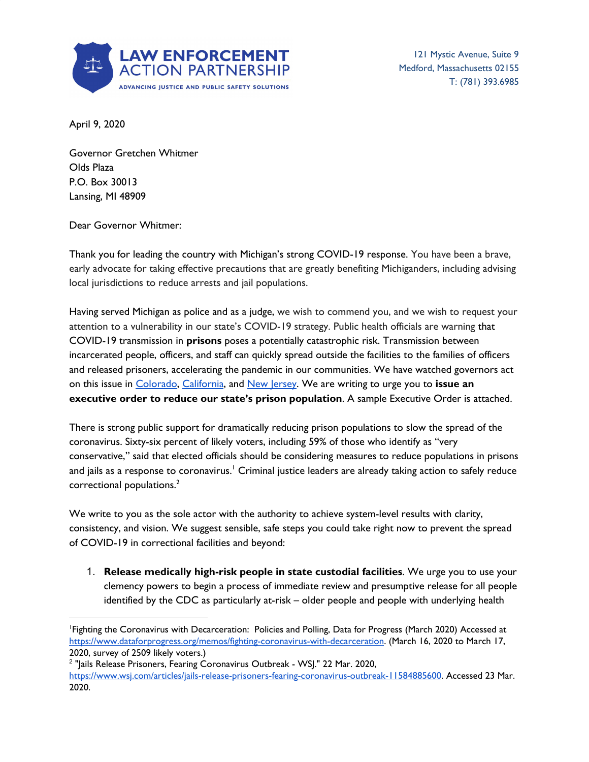**LAW ENFORCEMENT ACTION PARTNERSHIP**
ADVANCING JUSTICE AND PUBLIC SAFETY SOLUTIONS

121 Mystic Avenue, Suite 9
Medford, Massachusetts 02155
T: (781) 393.6985

April 9, 2020

Governor Gretchen Whitmer
Olds Plaza
P.O. Box 30013
Lansing, MI 48909

Dear Governor Whitmer:

Thank you for leading the country with Michigan's strong COVID-19 response. You have been a brave, early advocate for taking effective precautions that are greatly benefiting Michiganders, including advising local jurisdictions to reduce arrests and jail populations.

Having served Michigan as police and as a judge, we wish to commend you, and we wish to request your attention to a vulnerability in our state's COVID-19 strategy. Public health officials are warning that COVID-19 transmission in **prisons** poses a potentially catastrophic risk. Transmission between incarcerated people, officers, and staff can quickly spread outside the facilities to the families of officers and released prisoners, accelerating the pandemic in our communities. We have watched governors act on this issue in Colorado, California, and New Jersey. We are writing to urge you to **issue an executive order to reduce our state's prison population**. A sample Executive Order is attached.

There is strong public support for dramatically reducing prison populations to slow the spread of the coronavirus. Sixty-six percent of likely voters, including 59% of those who identify as "very conservative," said that elected officials should be considering measures to reduce populations in prisons and jails as a response to coronavirus.[1] Criminal justice leaders are already taking action to safely reduce correctional populations.[2]

We write to you as the sole actor with the authority to achieve system-level results with clarity, consistency, and vision. We suggest sensible, safe steps you could take right now to prevent the spread of COVID-19 in correctional facilities and beyond:

1. **Release medically high-risk people in state custodial facilities**. We urge you to use your clemency powers to begin a process of immediate review and presumptive release for all people identified by the CDC as particularly at-risk – older people and people with underlying health

---

[1] Fighting the Coronavirus with Decarceration: Policies and Polling, Data for Progress (March 2020) Accessed at https://www.dataforprogress.org/memos/fighting-coronavirus-with-decarceration. (March 16, 2020 to March 17, 2020, survey of 2509 likely voters.)

[2] "Jails Release Prisoners, Fearing Coronavirus Outbreak - WSJ." 22 Mar. 2020, https://www.wsj.com/articles/jails-release-prisoners-fearing-coronavirus-outbreak-11584885600. Accessed 23 Mar. 2020.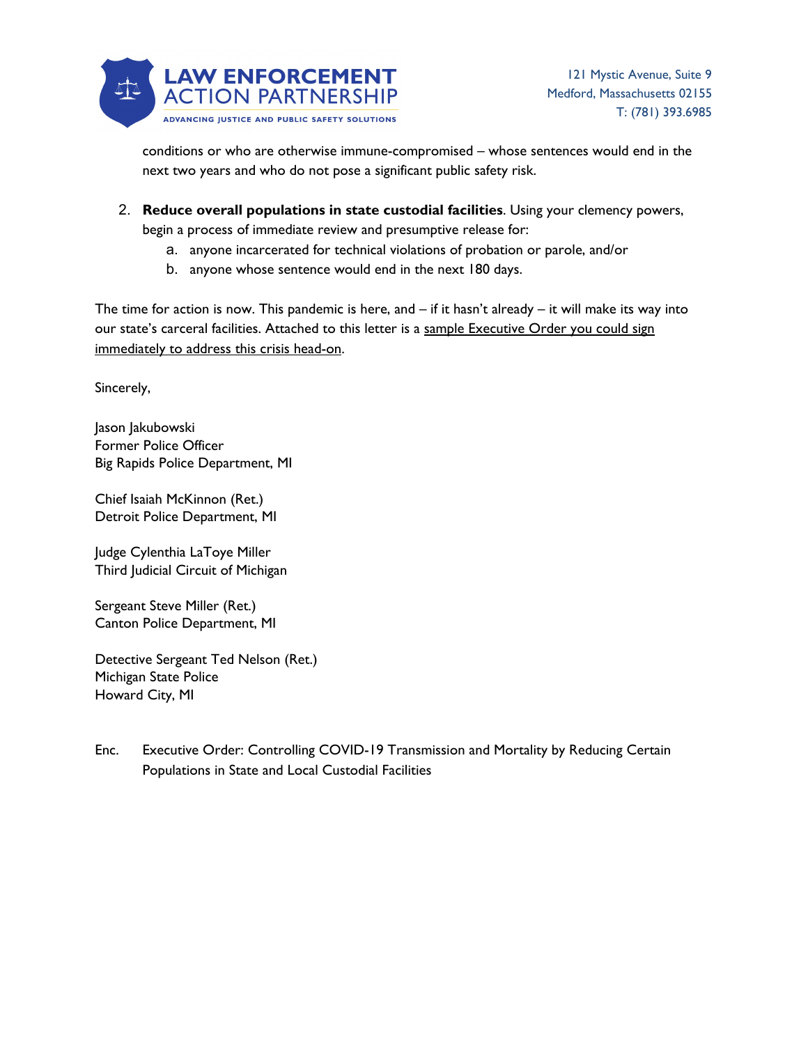conditions or who are otherwise immune-compromised – whose sentences would end in the next two years and who do not pose a significant public safety risk.

2. **Reduce overall populations in state custodial facilities**. Using your clemency powers, begin a process of immediate review and presumptive release for:
   a. anyone incarcerated for technical violations of probation or parole, and/or
   b. anyone whose sentence would end in the next 180 days.

The time for action is now. This pandemic is here, and – if it hasn't already – it will make its way into our state's carceral facilities. Attached to this letter is a sample Executive Order you could sign immediately to address this crisis head-on.

Sincerely,

Jason Jakubowski
Former Police Officer
Big Rapids Police Department, MI

Chief Isaiah McKinnon (Ret.)
Detroit Police Department, MI

Judge Cylenthia LaToye Miller
Third Judicial Circuit of Michigan

Sergeant Steve Miller (Ret.)
Canton Police Department, MI

Detective Sergeant Ted Nelson (Ret.)
Michigan State Police
Howard City, MI

Enc. Executive Order: Controlling COVID-19 Transmission and Mortality by Reducing Certain Populations in State and Local Custodial Facilities